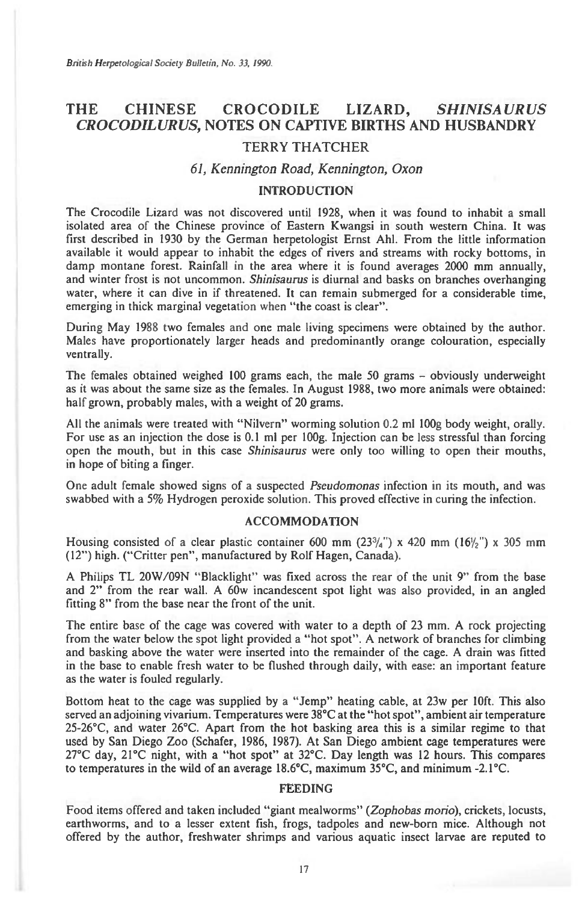# THE CHINESE CROCODILE LIZARD, *SHINISAURUS CROCODILURUS*, NOTES ON CAPTIVE BIRTHS AND HUSBANDRY

### TERRY THATCHER

*61, Kennington Road, Kennington, Oxon*

## INTRODUCTION

The Crocodile Lizard was not discovered until 1928, when it was found to inhabit a small isolated area of the Chinese province of Eastern Kwangsi in south western China. It was first described in 1930 by the German herpetologist Ernst Ahl. From the little information available it would appear to inhabit the edges of rivers and streams with rocky bottoms, in damp montane forest. Rainfall in the area where it is found averages 2000 mm annually, and winter frost is not uncommon. *Shinisaurus* is diurnal and basks on branches overhanging water, where it can dive in if threatened. It can remain submerged for a considerable time, emerging in thick marginal vegetation when "the coast is clear".

During May 1988 two females and one male living specimens were obtained by the author. Males have proportionately larger heads and predominantly orange colouration, especially ventrally.

The females obtained weighed 100 grams each, the male 50 grams – obviously underweight as it was about the same size as the females. In August 1988, two more animals were obtained: half grown, probably males, with a weight of 20 grams.

All the animals were treated with "Nilvern" worming solution 0.2 ml 100g body weight, orally. For use as an injection the dose is 0.1 ml per 100g. Injection can be less stressful than forcing open the mouth, but in this case *Shinisaurus* were only too willing to open their mouths, in hope of biting a finger.

One adult female showed signs of a suspected *Pseudomonas* infection in its mouth, and was swabbed with a 5% Hydrogen peroxide solution. This proved effective in curing the infection.

## ACCOMMODATION

Housing consisted of a clear plastic container 600 mm (23¾") x 420 mm (16½") x 305 mm (12") high. ("Critter pen", manufactured by Rolf Hagen, Canada).

A Philips TL 20W/09N "Blacklight" was fixed across the rear of the unit 9" from the base and 2" from the rear wall. A 60w incandescent spot light was also provided, in an angled fitting 8" from the base near the front of the unit.

The entire base of the cage was covered with water to a depth of 23 mm. A rock projecting from the water below the spot light provided a "hot spot". A network of branches for climbing and basking above the water were inserted into the remainder of the cage. A drain was fitted in the base to enable fresh water to be flushed through daily, with ease: an important feature as the water is fouled regularly.

Bottom heat to the cage was supplied by a "Jemp" heating cable, at 23w per 10ft. This also served an adjoining vivarium. Temperatures were 38°C at the "hot spot", ambient air temperature 25-26°C, and water 26°C. Apart from the hot basking area this is a similar regime to that used by San Diego Zoo (Schafer, 1986, 1987). At San Diego ambient cage temperatures were 27°C day, 21°C night, with a "hot spot" at 32°C. Day length was 12 hours. This compares to temperatures in the wild of an average 18.6°C, maximum 35°C, and minimum -2.1°C.

## FEEDING

Food items offered and taken included "giant mealworms" (*Zophobas morio*), crickets, locusts, earthworms, and to a lesser extent fish, frogs, tadpoles and new-born mice. Although not offered by the author, freshwater shrimps and various aquatic insect larvae are reputed to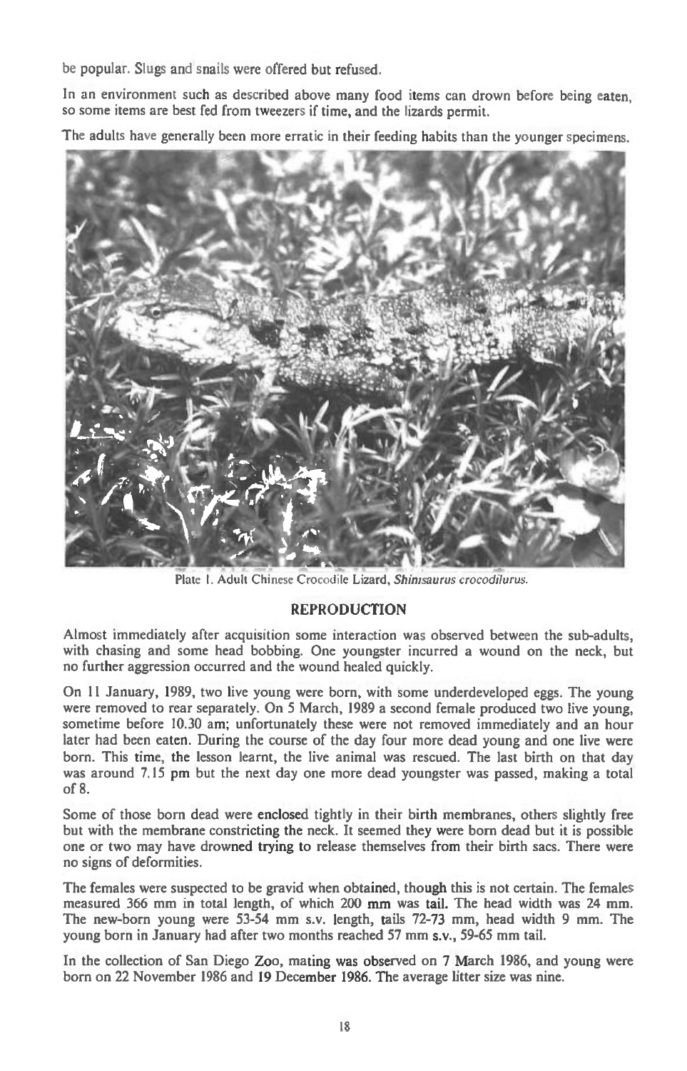be popular. Slugs and snails were offered but refused.

In an environment such as described above many food items can drown before being eaten, so some items are best fed from tweezers if time, and the lizards permit.

The adults have generally been more erratic in their feeding habits than the younger specimens.

Plate 1. Adult Chinese Crocodile Lizard, *Shinisaurus crocodilurus*.

## REPRODUCTION

Almost immediately after acquisition some interaction was observed between the sub-adults, with chasing and some head bobbing. One youngster incurred a wound on the neck, but no further aggression occurred and the wound healed quickly.

On 11 January, 1989, two live young were born, with some underdeveloped eggs. The young were removed to rear separately. On 5 March, 1989 a second female produced two live young, sometime before 10.30 am; unfortunately these were not removed immediately and an hour later had been eaten. During the course of the day four more dead young and one live were born. This time, the lesson learnt, the live animal was rescued. The last birth on that day was around 7.15 pm but the next day one more dead youngster was passed, making a total of 8.

Some of those born dead were enclosed tightly in their birth membranes, others slightly free but with the membrane constricting the neck. It seemed they were born dead but it is possible one or two may have drowned trying to release themselves from their birth sacs. There were no signs of deformities.

The females were suspected to be gravid when obtained, though this is not certain. The females measured 366 mm in total length, of which 200 mm was tail. The head width was 24 mm. The new-born young were 53-54 mm s.v. length, tails 72-73 mm, head width 9 mm. The young born in January had after two months reached 57 mm s.v., 59-65 mm tail.

In the collection of San Diego Zoo, mating was observed on 7 March 1986, and young were born on 22 November 1986 and 19 December 1986. The average litter size was nine.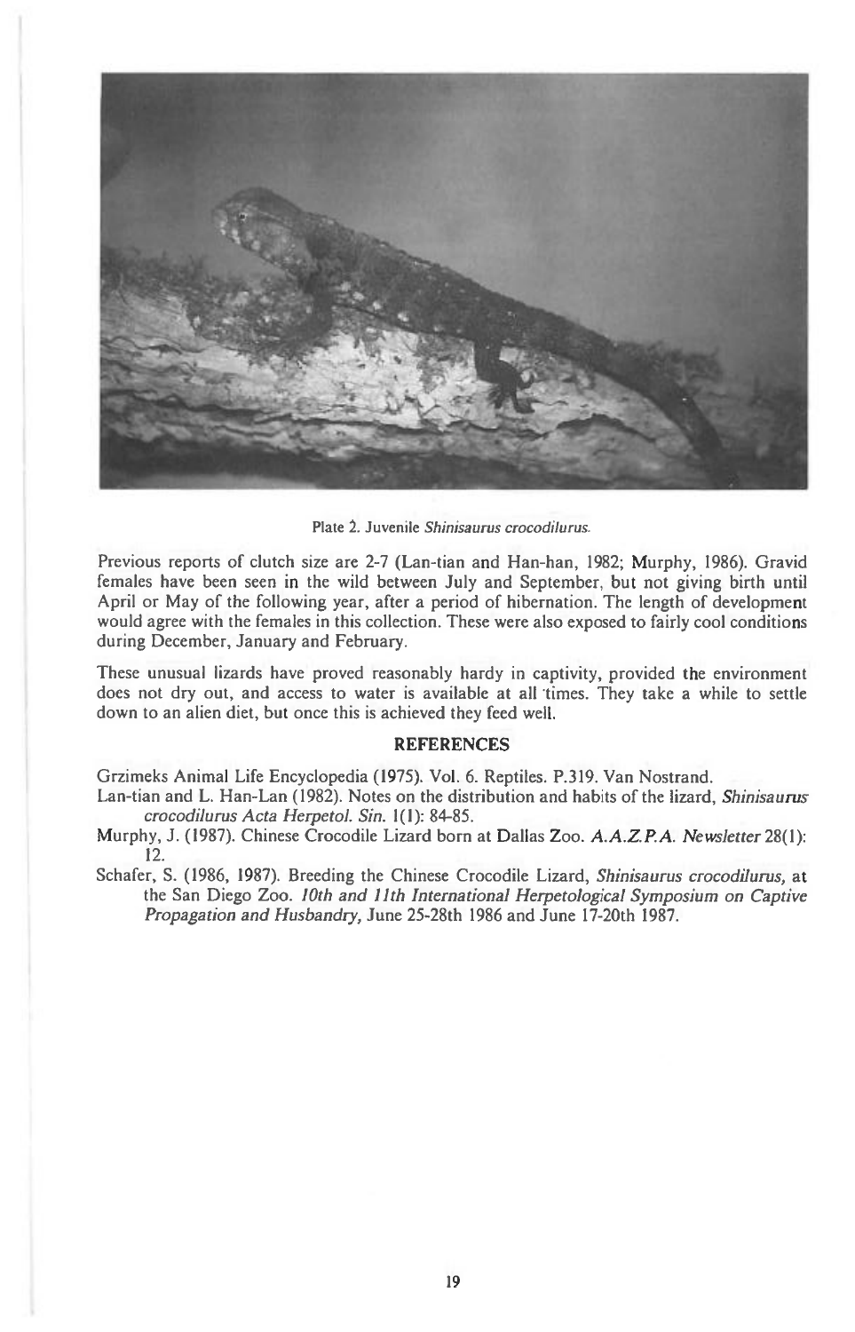Plate 2. Juvenile *Shinisaurus crocodilurus*.

Previous reports of clutch size are 2-7 (Lan-tian and Han-han, 1982; Murphy, 1986). Gravid females have been seen in the wild between July and September, but not giving birth until April or May of the following year, after a period of hibernation. The length of development would agree with the females in this collection. These were also exposed to fairly cool conditions during December, January and February.

These unusual lizards have proved reasonably hardy in captivity, provided the environment does not dry out, and access to water is available at all times. They take a while to settle down to an alien diet, but once this is achieved they feed well.

## REFERENCES

Grzimeks Animal Life Encyclopedia (1975). Vol. 6. Reptiles. P.319. Van Nostrand.

Lan-tian and L. Han-Lan (1982). Notes on the distribution and habits of the lizard, *Shinisaurus crocodilurus Acta Herpetol. Sin.* 1(1): 84-85.

Murphy, J. (1987). Chinese Crocodile Lizard born at Dallas Zoo. *A.A.Z.P.A. Newsletter* 28(1): 12.

Schafer, S. (1986, 1987). Breeding the Chinese Crocodile Lizard, *Shinisaurus crocodilurus,* at the San Diego Zoo. *10th and 11th International Herpetological Symposium on Captive Propagation and Husbandry,* June 25-28th 1986 and June 17-20th 1987.